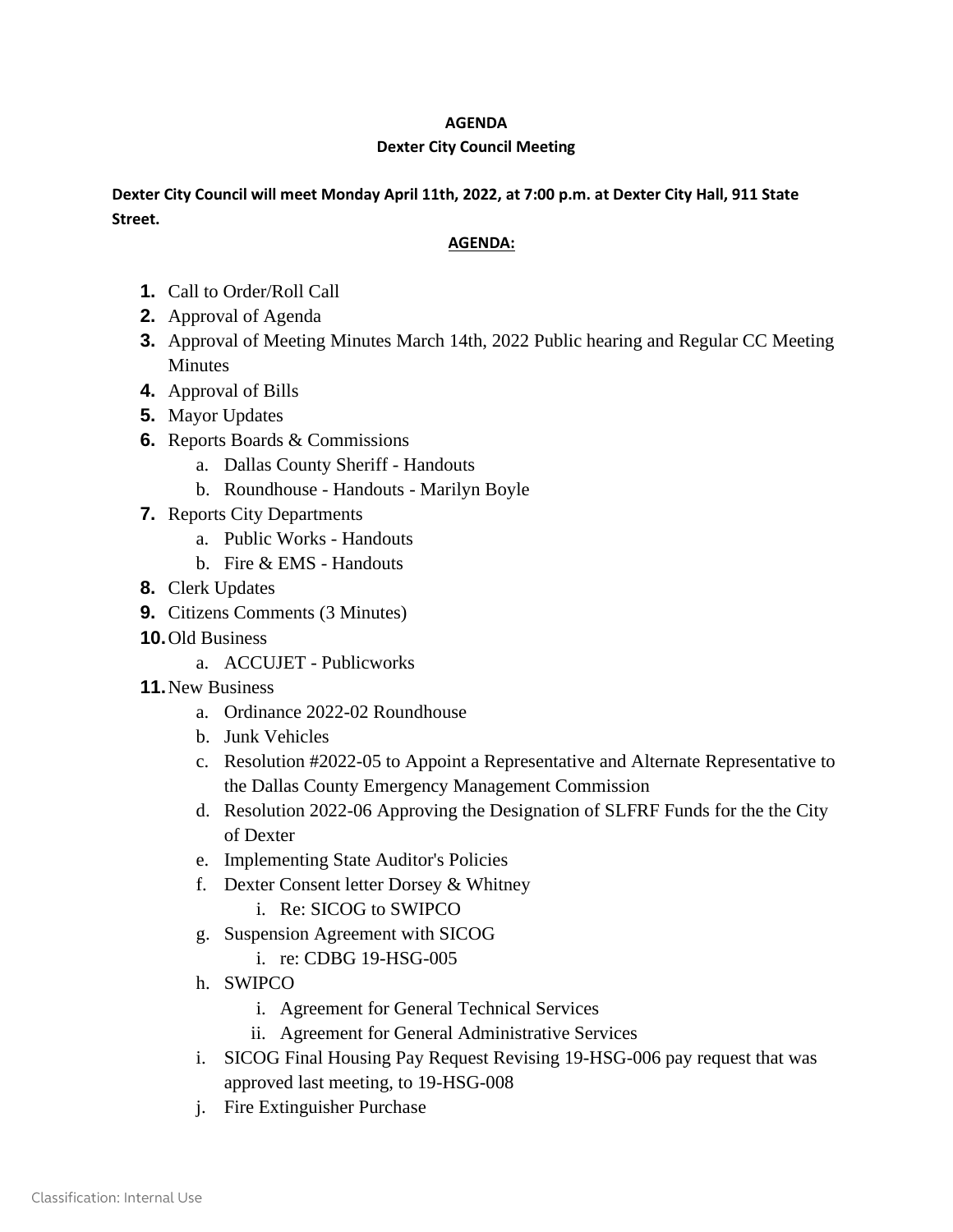**AGENDA**

**Dexter City Council Meeting**

**Dexter City Council will meet Monday April 11th, 2022, at 7:00 p.m. at Dexter City Hall, 911 State Street.**

**AGENDA:**

1. Call to Order/Roll Call
2. Approval of Agenda
3. Approval of Meeting Minutes March 14th, 2022 Public hearing and Regular CC Meeting Minutes
4. Approval of Bills
5. Mayor Updates
6. Reports Boards & Commissions
   a. Dallas County Sheriff - Handouts
   b. Roundhouse - Handouts - Marilyn Boyle
7. Reports City Departments
   a. Public Works - Handouts
   b. Fire & EMS - Handouts
8. Clerk Updates
9. Citizens Comments (3 Minutes)
10. Old Business
    a. ACCUJET - Publicworks
11. New Business
    a. Ordinance 2022-02 Roundhouse
    b. Junk Vehicles
    c. Resolution #2022-05 to Appoint a Representative and Alternate Representative to the Dallas County Emergency Management Commission
    d. Resolution 2022-06 Approving the Designation of SLFRF Funds for the the City of Dexter
    e. Implementing State Auditor's Policies
    f. Dexter Consent letter Dorsey & Whitney
       i. Re: SICOG to SWIPCO
    g. Suspension Agreement with SICOG
       i. re: CDBG 19-HSG-005
    h. SWIPCO
       i. Agreement for General Technical Services
       ii. Agreement for General Administrative Services
    i. SICOG Final Housing Pay Request Revising 19-HSG-006 pay request that was approved last meeting, to 19-HSG-008
    j. Fire Extinguisher Purchase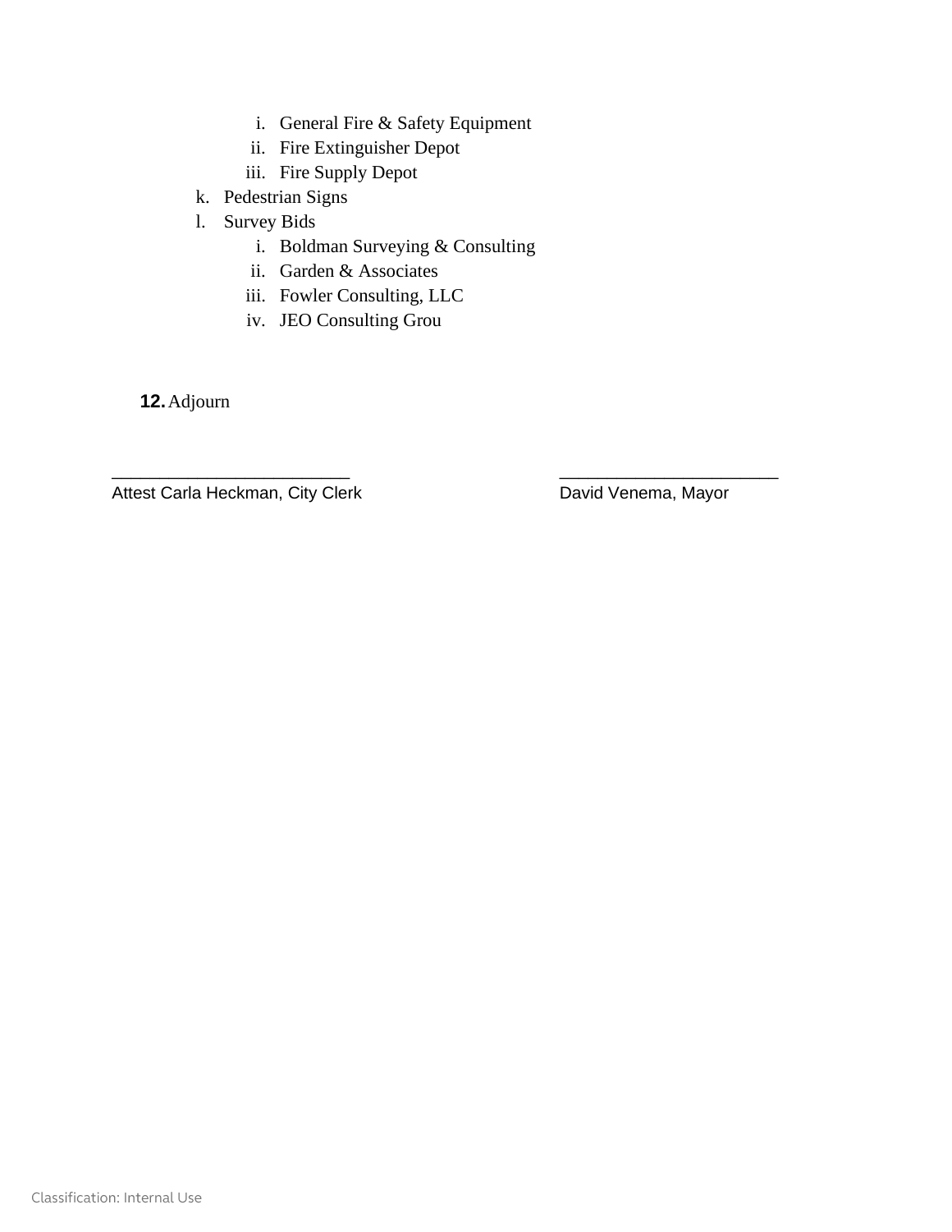i. General Fire & Safety Equipment
      ii. Fire Extinguisher Depot
      iii. Fire Supply Depot

   k. Pedestrian Signs
   l. Survey Bids
      i. Boldman Surveying & Consulting
      ii. Garden & Associates
      iii. Fowler Consulting, LLC
      iv. JEO Consulting Grou

**12.** Adjourn

\_\_\_\_\_\_\_\_\_\_\_\_\_\_\_\_\_\_\_\_\_\_\_\_\_
Attest Carla Heckman, City Clerk

\_\_\_\_\_\_\_\_\_\_\_\_\_\_\_\_\_\_\_\_\_\_\_
David Venema, Mayor

Classification: Internal Use